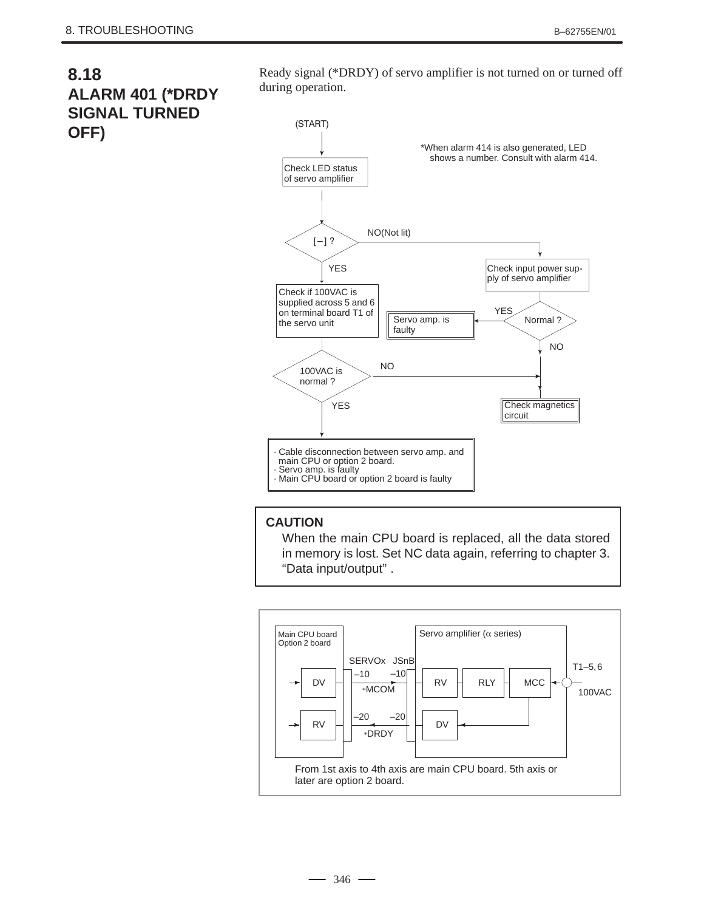## 8.18 ALARM 401 (*DRDY SIGNAL TURNED OFF)

Ready signal (*DRDY) of servo amplifier is not turned on or turned off during operation.

(START)

*When alarm 414 is also generated, LED shows a number. Consult with alarm 414.

Check LED status of servo amplifier

[ – ] ?

NO(Not lit)

YES

Check input power supply of servo amplifier

Check if 100VAC is supplied across 5 and 6 on terminal board T1 of the servo unit

YES

Servo amp. is faulty

Normal ?

NO

NO

100VAC is normal ?

YES

Check magnetics circuit

- Cable disconnection between servo amp. and main CPU or option 2 board.
- Servo amp. is faulty
- Main CPU board or option 2 board is faulty

> **CAUTION**
> When the main CPU board is replaced, all the data stored in memory is lost. Set NC data again, referring to chapter 3. “Data input/output” .

Main CPU board
Option 2 board

Servo amplifier (α series)

SERVOx JSnB

–10 –10

DV *MCOM RV RLY MCC

T1–5, 6

100VAC

–20 –20

RV *DRDY DV

From 1st axis to 4th axis are main CPU board. 5th axis or later are option 2 board.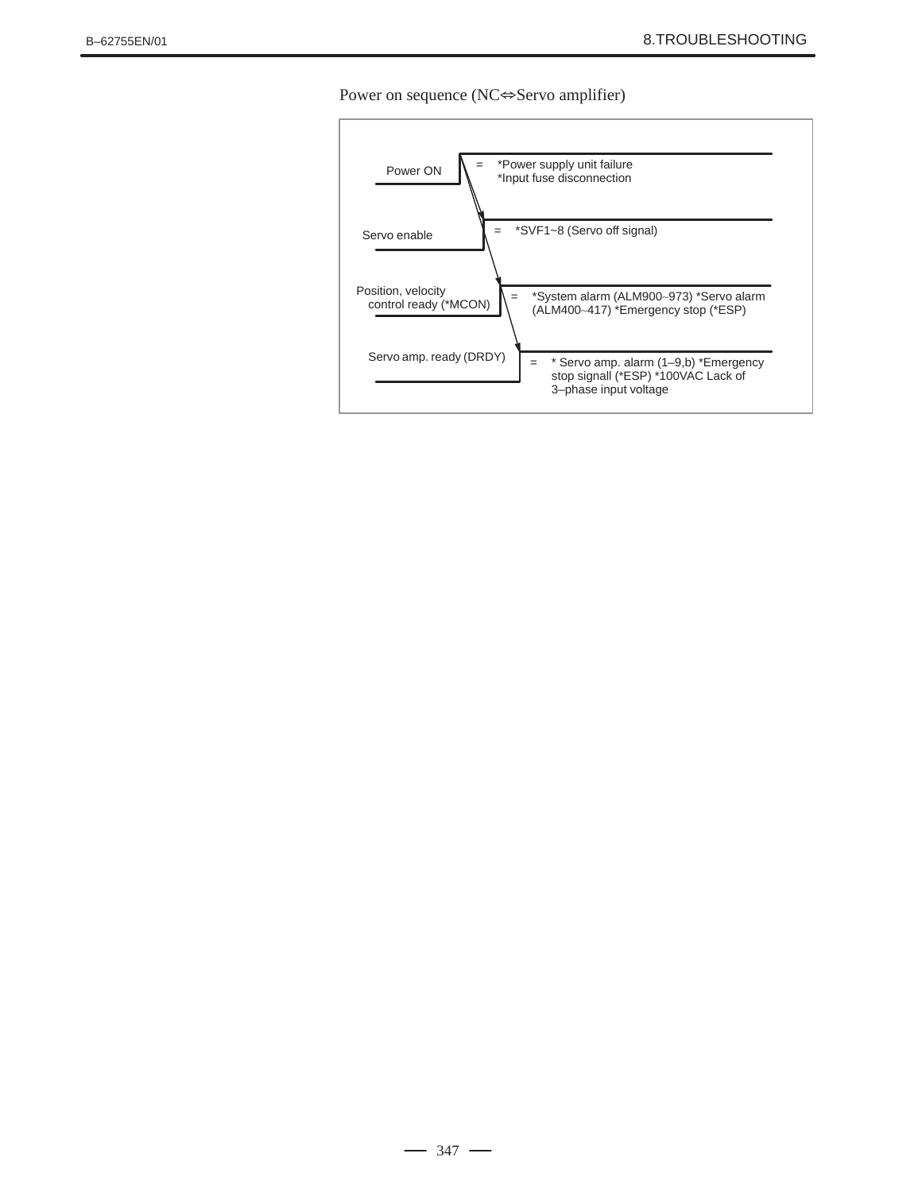Power on sequence (NC⇔Servo amplifier)

Power ON

= *Power supply unit failure
*Input fuse disconnection

Servo enable

= *SVF1~8 (Servo off signal)

Position, velocity
control ready (*MCON)

= *System alarm (ALM900~973) *Servo alarm (ALM400~417) *Emergency stop (*ESP)

Servo amp. ready (DRDY)

= * Servo amp. alarm (1–9,b) *Emergency stop signall (*ESP) *100VAC Lack of 3–phase input voltage